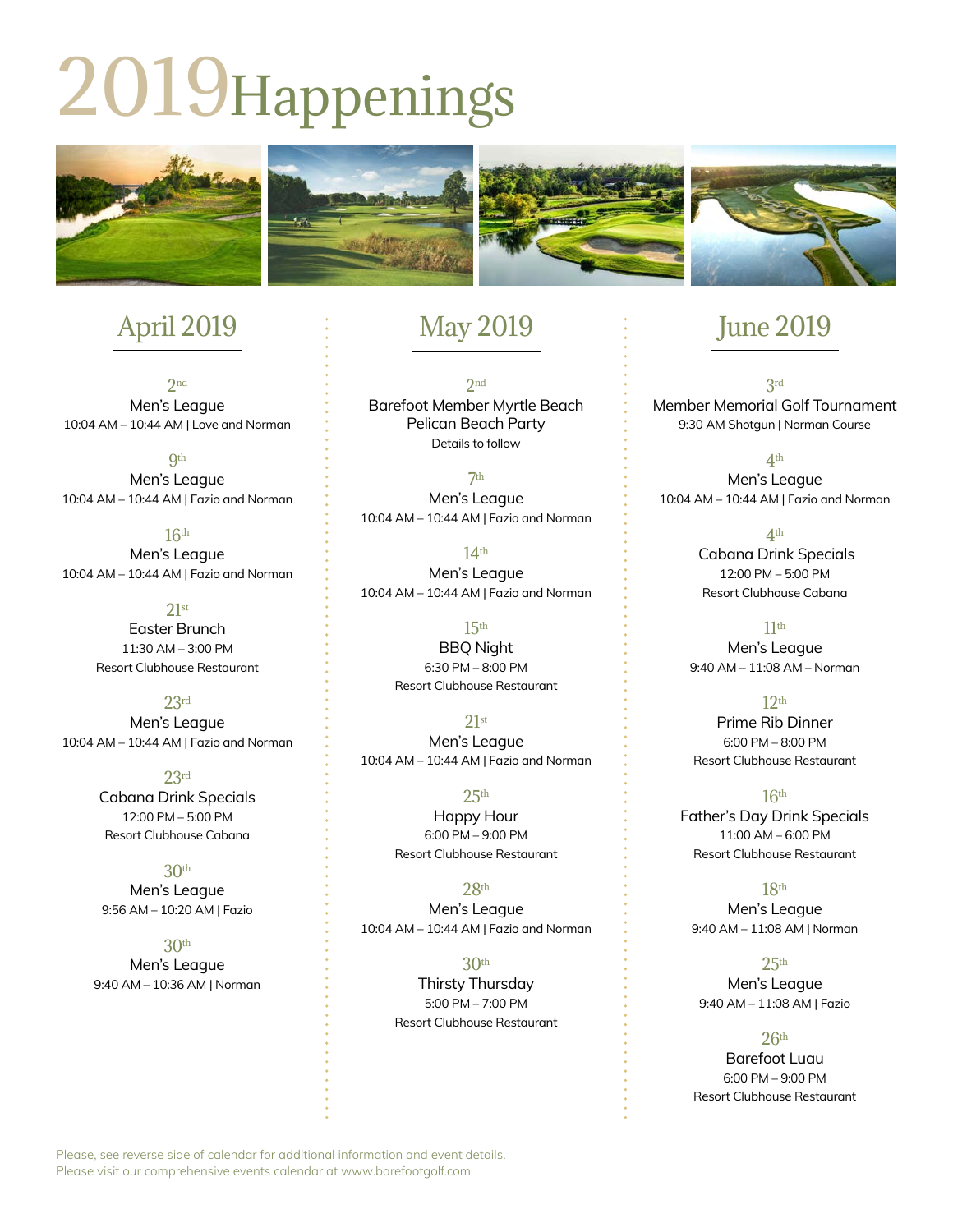# 2019 Happenings

## April 2019

**2nd**
Men's League
10:04 AM – 10:44 AM | Love and Norman

**9th**
Men's League
10:04 AM – 10:44 AM | Fazio and Norman

**16th**
Men's League
10:04 AM – 10:44 AM | Fazio and Norman

**21st**
Easter Brunch
11:30 AM – 3:00 PM
Resort Clubhouse Restaurant

**23rd**
Men's League
10:04 AM – 10:44 AM | Fazio and Norman

**23rd**
Cabana Drink Specials
12:00 PM – 5:00 PM
Resort Clubhouse Cabana

**30th**
Men's League
9:56 AM – 10:20 AM | Fazio

**30th**
Men's League
9:40 AM – 10:36 AM | Norman

## May 2019

**2nd**
Barefoot Member Myrtle Beach Pelican Beach Party
Details to follow

**7th**
Men's League
10:04 AM – 10:44 AM | Fazio and Norman

**14th**
Men's League
10:04 AM – 10:44 AM | Fazio and Norman

**15th**
BBQ Night
6:30 PM – 8:00 PM
Resort Clubhouse Restaurant

**21st**
Men's League
10:04 AM – 10:44 AM | Fazio and Norman

**25th**
Happy Hour
6:00 PM – 9:00 PM
Resort Clubhouse Restaurant

**28th**
Men's League
10:04 AM – 10:44 AM | Fazio and Norman

**30th**
Thirsty Thursday
5:00 PM – 7:00 PM
Resort Clubhouse Restaurant

## June 2019

**3rd**
Member Memorial Golf Tournament
9:30 AM Shotgun | Norman Course

**4th**
Men's League
10:04 AM – 10:44 AM | Fazio and Norman

**4th**
Cabana Drink Specials
12:00 PM – 5:00 PM
Resort Clubhouse Cabana

**11th**
Men's League
9:40 AM – 11:08 AM – Norman

**12th**
Prime Rib Dinner
6:00 PM – 8:00 PM
Resort Clubhouse Restaurant

**16th**
Father's Day Drink Specials
11:00 AM – 6:00 PM
Resort Clubhouse Restaurant

**18th**
Men's League
9:40 AM – 11:08 AM | Norman

**25th**
Men's League
9:40 AM – 11:08 AM | Fazio

**26th**
Barefoot Luau
6:00 PM – 9:00 PM
Resort Clubhouse Restaurant

Please, see reverse side of calendar for additional information and event details.
Please visit our comprehensive events calendar at www.barefootgolf.com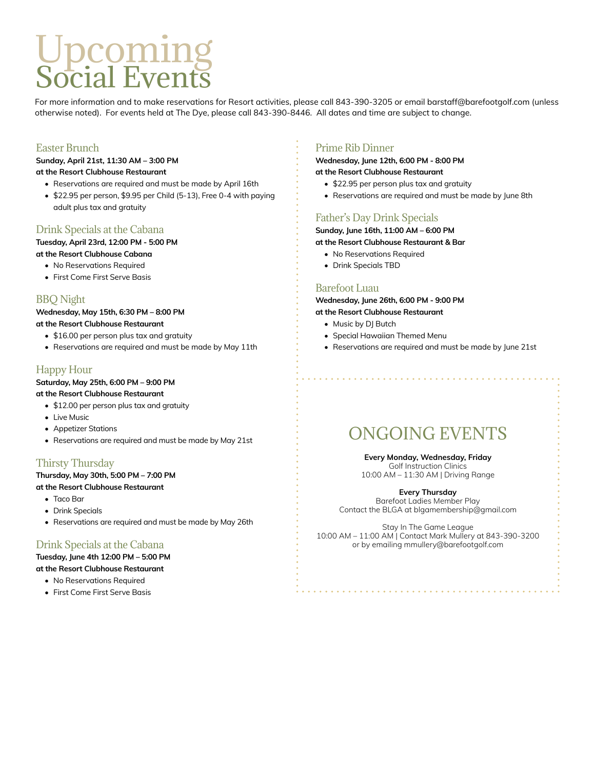# Upcoming Social Events

For more information and to make reservations for Resort activities, please call 843-390-3205 or email barstaff@barefootgolf.com (unless otherwise noted). For events held at The Dye, please call 843-390-8446. All dates and time are subject to change.

## Easter Brunch

**Sunday, April 21st, 11:30 AM – 3:00 PM**
**at the Resort Clubhouse Restaurant**

- Reservations are required and must be made by April 16th
- $22.95 per person, $9.95 per Child (5-13), Free 0-4 with paying adult plus tax and gratuity

## Drink Specials at the Cabana

**Tuesday, April 23rd, 12:00 PM - 5:00 PM**
**at the Resort Clubhouse Cabana**

- No Reservations Required
- First Come First Serve Basis

## BBQ Night

**Wednesday, May 15th, 6:30 PM – 8:00 PM**
**at the Resort Clubhouse Restaurant**

- $16.00 per person plus tax and gratuity
- Reservations are required and must be made by May 11th

## Happy Hour

**Saturday, May 25th, 6:00 PM – 9:00 PM**
**at the Resort Clubhouse Restaurant**

- $12.00 per person plus tax and gratuity
- Live Music
- Appetizer Stations
- Reservations are required and must be made by May 21st

## Thirsty Thursday

**Thursday, May 30th, 5:00 PM – 7:00 PM**
**at the Resort Clubhouse Restaurant**

- Taco Bar
- Drink Specials
- Reservations are required and must be made by May 26th

## Drink Specials at the Cabana

**Tuesday, June 4th 12:00 PM – 5:00 PM**
**at the Resort Clubhouse Restaurant**

- No Reservations Required
- First Come First Serve Basis

## Prime Rib Dinner

**Wednesday, June 12th, 6:00 PM - 8:00 PM**
**at the Resort Clubhouse Restaurant**

- $22.95 per person plus tax and gratuity
- Reservations are required and must be made by June 8th

## Father's Day Drink Specials

**Sunday, June 16th, 11:00 AM – 6:00 PM**
**at the Resort Clubhouse Restaurant & Bar**

- No Reservations Required
- Drink Specials TBD

## Barefoot Luau

**Wednesday, June 26th, 6:00 PM - 9:00 PM**
**at the Resort Clubhouse Restaurant**

- Music by DJ Butch
- Special Hawaiian Themed Menu
- Reservations are required and must be made by June 21st

## ONGOING EVENTS

**Every Monday, Wednesday, Friday**
Golf Instruction Clinics
10:00 AM – 11:30 AM | Driving Range

**Every Thursday**
Barefoot Ladies Member Play
Contact the BLGA at blgamembership@gmail.com

Stay In The Game League
10:00 AM – 11:00 AM | Contact Mark Mullery at 843-390-3200
or by emailing mmullery@barefootgolf.com